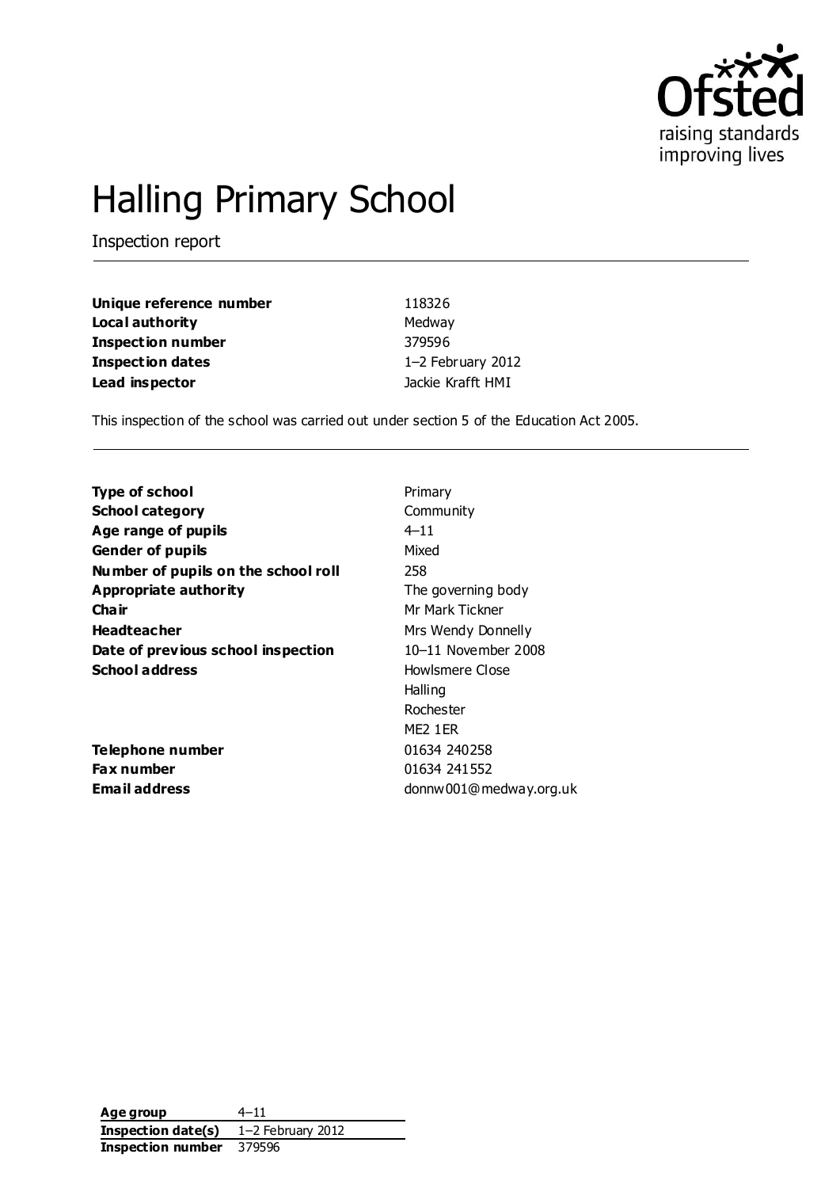# Halling Primary School

Inspection report

| | |
|---|---|
| **Unique reference number** | 118326 |
| **Local authority** | Medway |
| **Inspection number** | 379596 |
| **Inspection dates** | 1–2 February 2012 |
| **Lead inspector** | Jackie Krafft HMI |

This inspection of the school was carried out under section 5 of the Education Act 2005.

| | |
|---|---|
| **Type of school** | Primary |
| **School category** | Community |
| **Age range of pupils** | 4–11 |
| **Gender of pupils** | Mixed |
| **Number of pupils on the school roll** | 258 |
| **Appropriate authority** | The governing body |
| **Chair** | Mr Mark Tickner |
| **Headteacher** | Mrs Wendy Donnelly |
| **Date of previous school inspection** | 10–11 November 2008 |
| **School address** | Howlsmere Close<br>Halling<br>Rochester<br>ME2 1ER |
| **Telephone number** | 01634 240258 |
| **Fax number** | 01634 241552 |
| **Email address** | donnw001@medway.org.uk |

| | |
|---|---|
| **Age group** | 4–11 |
| **Inspection date(s)** | 1–2 February 2012 |
| **Inspection number** | 379596 |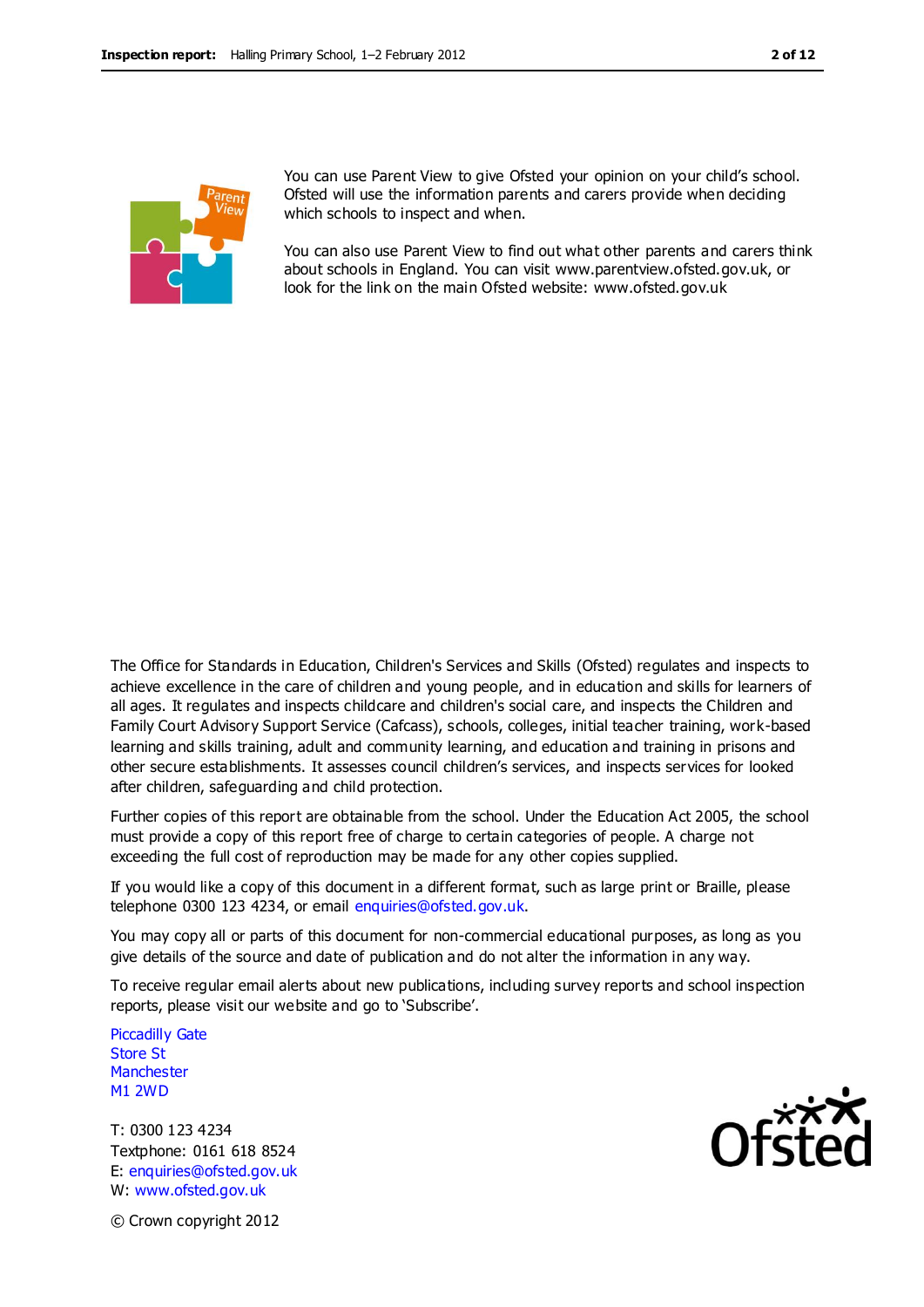You can use Parent View to give Ofsted your opinion on your child's school. Ofsted will use the information parents and carers provide when deciding which schools to inspect and when.

You can also use Parent View to find out what other parents and carers think about schools in England. You can visit www.parentview.ofsted.gov.uk, or look for the link on the main Ofsted website: www.ofsted.gov.uk

The Office for Standards in Education, Children's Services and Skills (Ofsted) regulates and inspects to achieve excellence in the care of children and young people, and in education and skills for learners of all ages. It regulates and inspects childcare and children's social care, and inspects the Children and Family Court Advisory Support Service (Cafcass), schools, colleges, initial teacher training, work-based learning and skills training, adult and community learning, and education and training in prisons and other secure establishments. It assesses council children's services, and inspects services for looked after children, safeguarding and child protection.

Further copies of this report are obtainable from the school. Under the Education Act 2005, the school must provide a copy of this report free of charge to certain categories of people. A charge not exceeding the full cost of reproduction may be made for any other copies supplied.

If you would like a copy of this document in a different format, such as large print or Braille, please telephone 0300 123 4234, or email enquiries@ofsted.gov.uk.

You may copy all or parts of this document for non-commercial educational purposes, as long as you give details of the source and date of publication and do not alter the information in any way.

To receive regular email alerts about new publications, including survey reports and school inspection reports, please visit our website and go to 'Subscribe'.

Piccadilly Gate
Store St
Manchester
M1 2WD

T: 0300 123 4234
Textphone: 0161 618 8524
E: enquiries@ofsted.gov.uk
W: www.ofsted.gov.uk

© Crown copyright 2012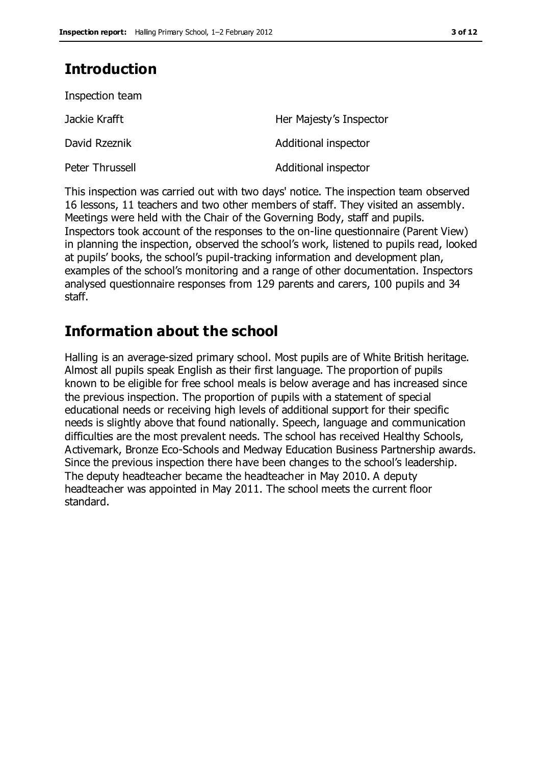## Introduction

Inspection team

| | |
|---|---|
| Jackie Krafft | Her Majesty's Inspector |
| David Rzeznik | Additional inspector |
| Peter Thrussell | Additional inspector |

This inspection was carried out with two days' notice. The inspection team observed 16 lessons, 11 teachers and two other members of staff. They visited an assembly. Meetings were held with the Chair of the Governing Body, staff and pupils. Inspectors took account of the responses to the on-line questionnaire (Parent View) in planning the inspection, observed the school's work, listened to pupils read, looked at pupils' books, the school's pupil-tracking information and development plan, examples of the school's monitoring and a range of other documentation. Inspectors analysed questionnaire responses from 129 parents and carers, 100 pupils and 34 staff.

## Information about the school

Halling is an average-sized primary school. Most pupils are of White British heritage. Almost all pupils speak English as their first language. The proportion of pupils known to be eligible for free school meals is below average and has increased since the previous inspection. The proportion of pupils with a statement of special educational needs or receiving high levels of additional support for their specific needs is slightly above that found nationally. Speech, language and communication difficulties are the most prevalent needs. The school has received Healthy Schools, Activemark, Bronze Eco-Schools and Medway Education Business Partnership awards. Since the previous inspection there have been changes to the school's leadership. The deputy headteacher became the headteacher in May 2010. A deputy headteacher was appointed in May 2011. The school meets the current floor standard.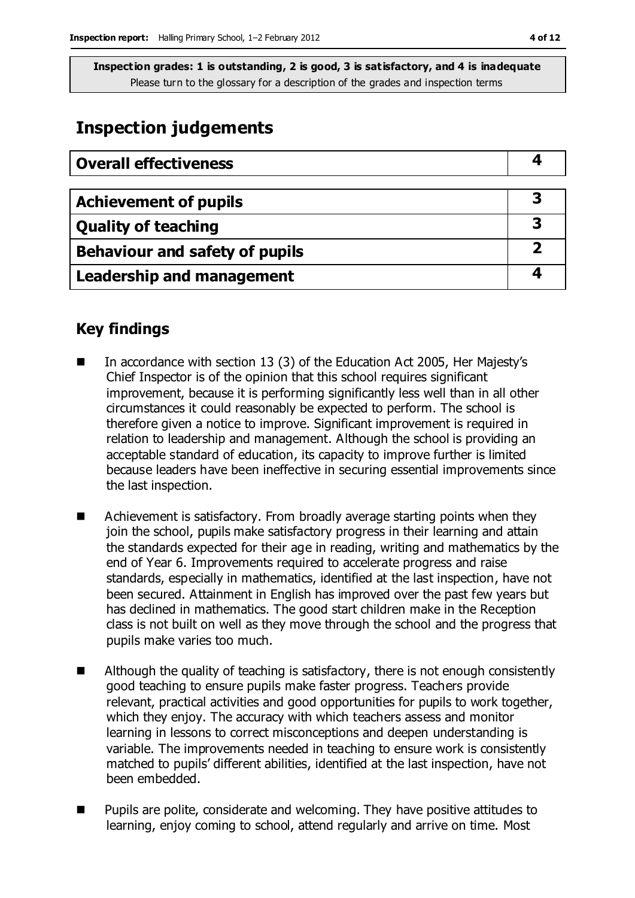**Inspection grades: 1 is outstanding, 2 is good, 3 is satisfactory, and 4 is inadequate**
Please turn to the glossary for a description of the grades and inspection terms

# Inspection judgements

| Overall effectiveness | 4 |
|---|---|

| Achievement of pupils | 3 |
|---|---|
| Quality of teaching | 3 |
| Behaviour and safety of pupils | 2 |
| Leadership and management | 4 |

## Key findings

- In accordance with section 13 (3) of the Education Act 2005, Her Majesty's Chief Inspector is of the opinion that this school requires significant improvement, because it is performing significantly less well than in all other circumstances it could reasonably be expected to perform. The school is therefore given a notice to improve. Significant improvement is required in relation to leadership and management. Although the school is providing an acceptable standard of education, its capacity to improve further is limited because leaders have been ineffective in securing essential improvements since the last inspection.

- Achievement is satisfactory. From broadly average starting points when they join the school, pupils make satisfactory progress in their learning and attain the standards expected for their age in reading, writing and mathematics by the end of Year 6. Improvements required to accelerate progress and raise standards, especially in mathematics, identified at the last inspection, have not been secured. Attainment in English has improved over the past few years but has declined in mathematics. The good start children make in the Reception class is not built on well as they move through the school and the progress that pupils make varies too much.

- Although the quality of teaching is satisfactory, there is not enough consistently good teaching to ensure pupils make faster progress. Teachers provide relevant, practical activities and good opportunities for pupils to work together, which they enjoy. The accuracy with which teachers assess and monitor learning in lessons to correct misconceptions and deepen understanding is variable. The improvements needed in teaching to ensure work is consistently matched to pupils' different abilities, identified at the last inspection, have not been embedded.

- Pupils are polite, considerate and welcoming. They have positive attitudes to learning, enjoy coming to school, attend regularly and arrive on time. Most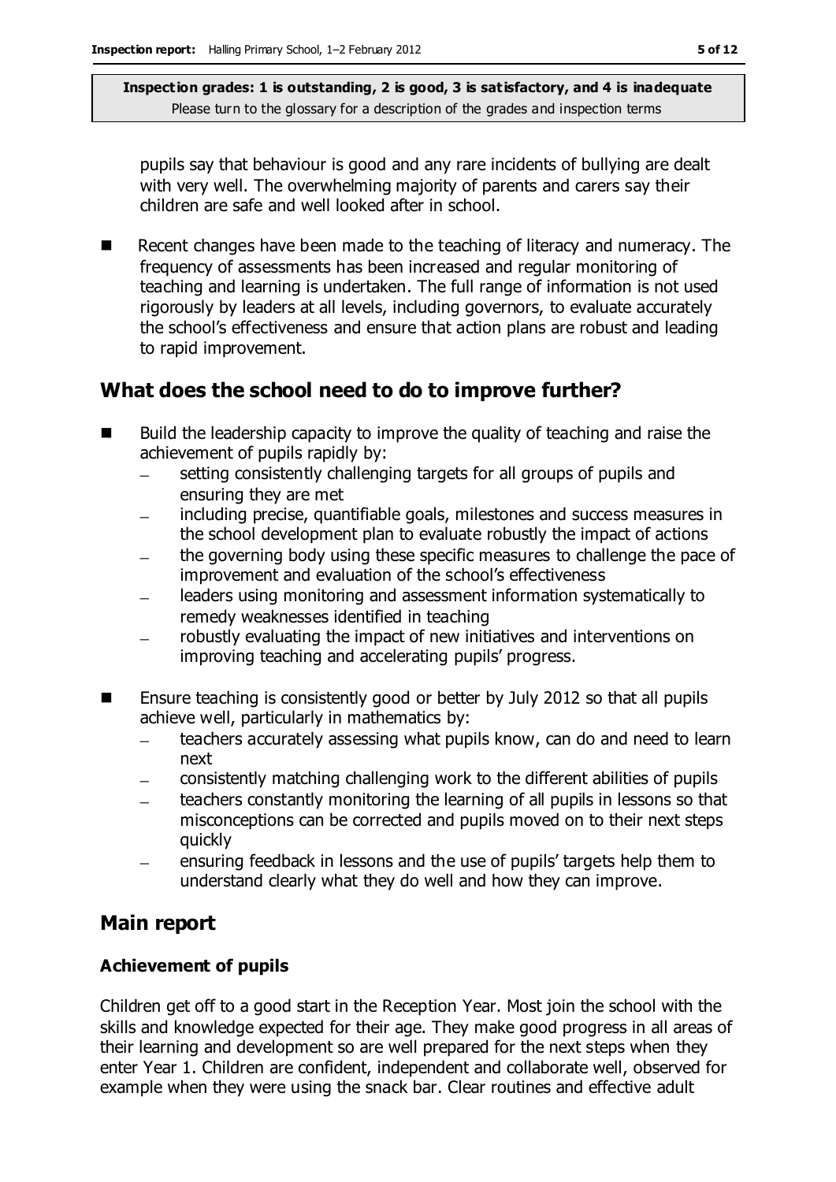pupils say that behaviour is good and any rare incidents of bullying are dealt with very well. The overwhelming majority of parents and carers say their children are safe and well looked after in school.

- Recent changes have been made to the teaching of literacy and numeracy. The frequency of assessments has been increased and regular monitoring of teaching and learning is undertaken. The full range of information is not used rigorously by leaders at all levels, including governors, to evaluate accurately the school's effectiveness and ensure that action plans are robust and leading to rapid improvement.

## What does the school need to do to improve further?

- Build the leadership capacity to improve the quality of teaching and raise the achievement of pupils rapidly by:
  - setting consistently challenging targets for all groups of pupils and ensuring they are met
  - including precise, quantifiable goals, milestones and success measures in the school development plan to evaluate robustly the impact of actions
  - the governing body using these specific measures to challenge the pace of improvement and evaluation of the school's effectiveness
  - leaders using monitoring and assessment information systematically to remedy weaknesses identified in teaching
  - robustly evaluating the impact of new initiatives and interventions on improving teaching and accelerating pupils' progress.
- Ensure teaching is consistently good or better by July 2012 so that all pupils achieve well, particularly in mathematics by:
  - teachers accurately assessing what pupils know, can do and need to learn next
  - consistently matching challenging work to the different abilities of pupils
  - teachers constantly monitoring the learning of all pupils in lessons so that misconceptions can be corrected and pupils moved on to their next steps quickly
  - ensuring feedback in lessons and the use of pupils' targets help them to understand clearly what they do well and how they can improve.

## Main report

### Achievement of pupils

Children get off to a good start in the Reception Year. Most join the school with the skills and knowledge expected for their age. They make good progress in all areas of their learning and development so are well prepared for the next steps when they enter Year 1. Children are confident, independent and collaborate well, observed for example when they were using the snack bar. Clear routines and effective adult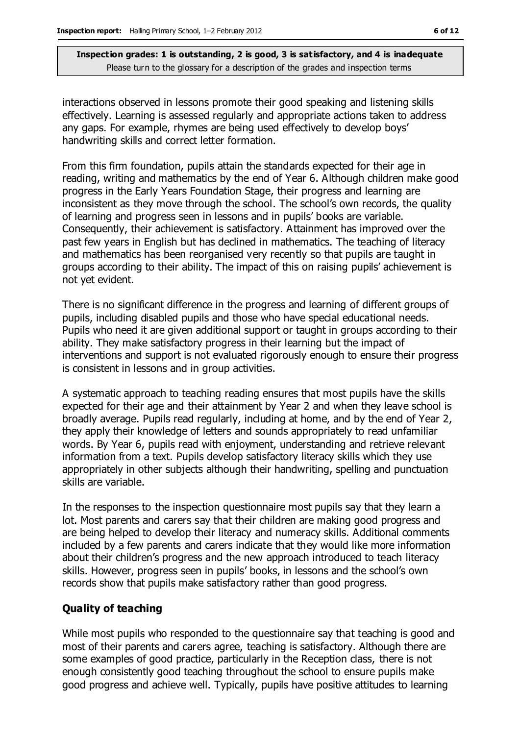interactions observed in lessons promote their good speaking and listening skills effectively. Learning is assessed regularly and appropriate actions taken to address any gaps. For example, rhymes are being used effectively to develop boys' handwriting skills and correct letter formation.

From this firm foundation, pupils attain the standards expected for their age in reading, writing and mathematics by the end of Year 6. Although children make good progress in the Early Years Foundation Stage, their progress and learning are inconsistent as they move through the school. The school's own records, the quality of learning and progress seen in lessons and in pupils' books are variable. Consequently, their achievement is satisfactory. Attainment has improved over the past few years in English but has declined in mathematics. The teaching of literacy and mathematics has been reorganised very recently so that pupils are taught in groups according to their ability. The impact of this on raising pupils' achievement is not yet evident.

There is no significant difference in the progress and learning of different groups of pupils, including disabled pupils and those who have special educational needs. Pupils who need it are given additional support or taught in groups according to their ability. They make satisfactory progress in their learning but the impact of interventions and support is not evaluated rigorously enough to ensure their progress is consistent in lessons and in group activities.

A systematic approach to teaching reading ensures that most pupils have the skills expected for their age and their attainment by Year 2 and when they leave school is broadly average. Pupils read regularly, including at home, and by the end of Year 2, they apply their knowledge of letters and sounds appropriately to read unfamiliar words. By Year 6, pupils read with enjoyment, understanding and retrieve relevant information from a text. Pupils develop satisfactory literacy skills which they use appropriately in other subjects although their handwriting, spelling and punctuation skills are variable.

In the responses to the inspection questionnaire most pupils say that they learn a lot. Most parents and carers say that their children are making good progress and are being helped to develop their literacy and numeracy skills. Additional comments included by a few parents and carers indicate that they would like more information about their children's progress and the new approach introduced to teach literacy skills. However, progress seen in pupils' books, in lessons and the school's own records show that pupils make satisfactory rather than good progress.

### Quality of teaching

While most pupils who responded to the questionnaire say that teaching is good and most of their parents and carers agree, teaching is satisfactory. Although there are some examples of good practice, particularly in the Reception class, there is not enough consistently good teaching throughout the school to ensure pupils make good progress and achieve well. Typically, pupils have positive attitudes to learning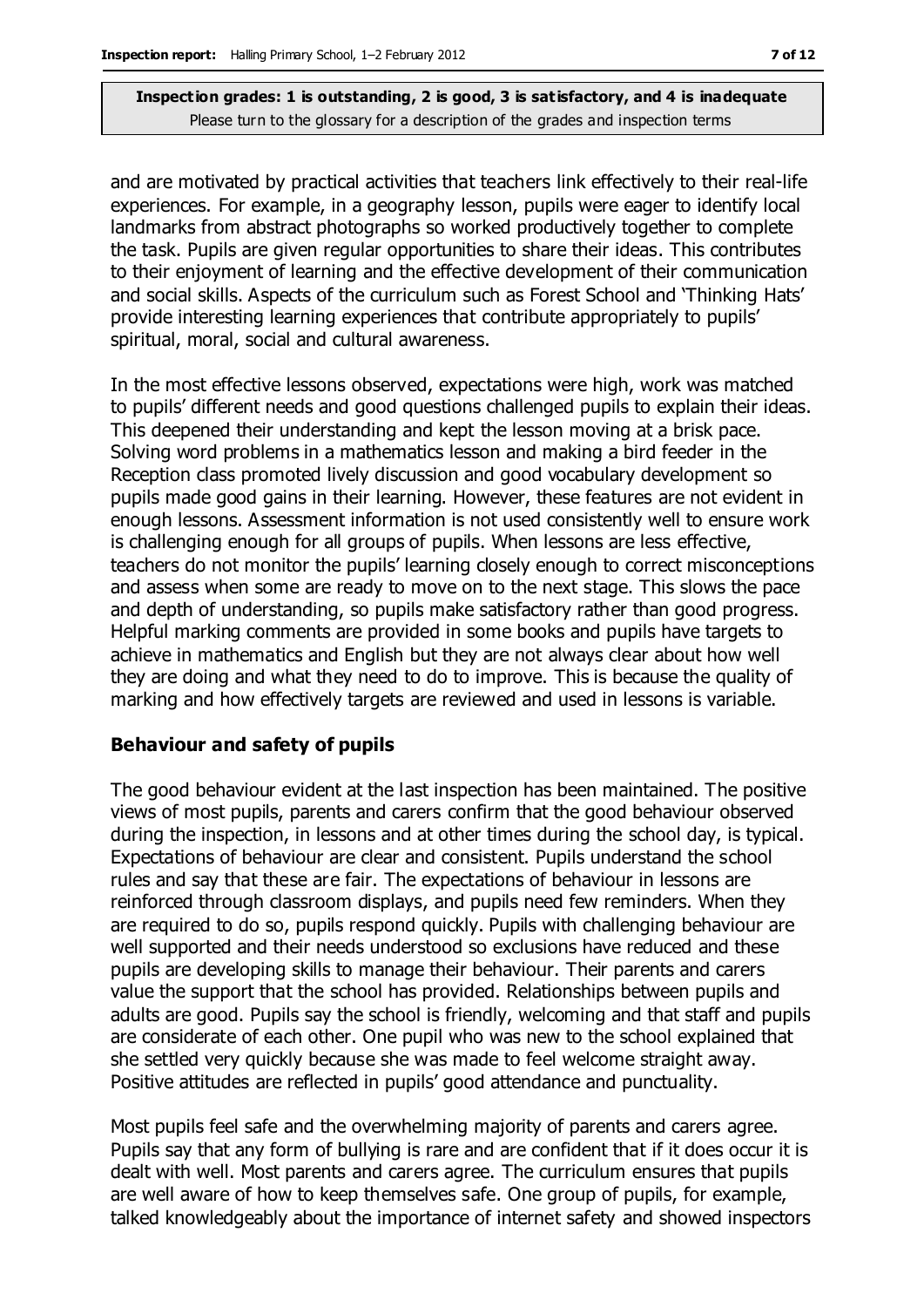and are motivated by practical activities that teachers link effectively to their real-life experiences. For example, in a geography lesson, pupils were eager to identify local landmarks from abstract photographs so worked productively together to complete the task. Pupils are given regular opportunities to share their ideas. This contributes to their enjoyment of learning and the effective development of their communication and social skills. Aspects of the curriculum such as Forest School and 'Thinking Hats' provide interesting learning experiences that contribute appropriately to pupils' spiritual, moral, social and cultural awareness.

In the most effective lessons observed, expectations were high, work was matched to pupils' different needs and good questions challenged pupils to explain their ideas. This deepened their understanding and kept the lesson moving at a brisk pace. Solving word problems in a mathematics lesson and making a bird feeder in the Reception class promoted lively discussion and good vocabulary development so pupils made good gains in their learning. However, these features are not evident in enough lessons. Assessment information is not used consistently well to ensure work is challenging enough for all groups of pupils. When lessons are less effective, teachers do not monitor the pupils' learning closely enough to correct misconceptions and assess when some are ready to move on to the next stage. This slows the pace and depth of understanding, so pupils make satisfactory rather than good progress. Helpful marking comments are provided in some books and pupils have targets to achieve in mathematics and English but they are not always clear about how well they are doing and what they need to do to improve. This is because the quality of marking and how effectively targets are reviewed and used in lessons is variable.

### Behaviour and safety of pupils

The good behaviour evident at the last inspection has been maintained. The positive views of most pupils, parents and carers confirm that the good behaviour observed during the inspection, in lessons and at other times during the school day, is typical. Expectations of behaviour are clear and consistent. Pupils understand the school rules and say that these are fair. The expectations of behaviour in lessons are reinforced through classroom displays, and pupils need few reminders. When they are required to do so, pupils respond quickly. Pupils with challenging behaviour are well supported and their needs understood so exclusions have reduced and these pupils are developing skills to manage their behaviour. Their parents and carers value the support that the school has provided. Relationships between pupils and adults are good. Pupils say the school is friendly, welcoming and that staff and pupils are considerate of each other. One pupil who was new to the school explained that she settled very quickly because she was made to feel welcome straight away. Positive attitudes are reflected in pupils' good attendance and punctuality.

Most pupils feel safe and the overwhelming majority of parents and carers agree. Pupils say that any form of bullying is rare and are confident that if it does occur it is dealt with well. Most parents and carers agree. The curriculum ensures that pupils are well aware of how to keep themselves safe. One group of pupils, for example, talked knowledgeably about the importance of internet safety and showed inspectors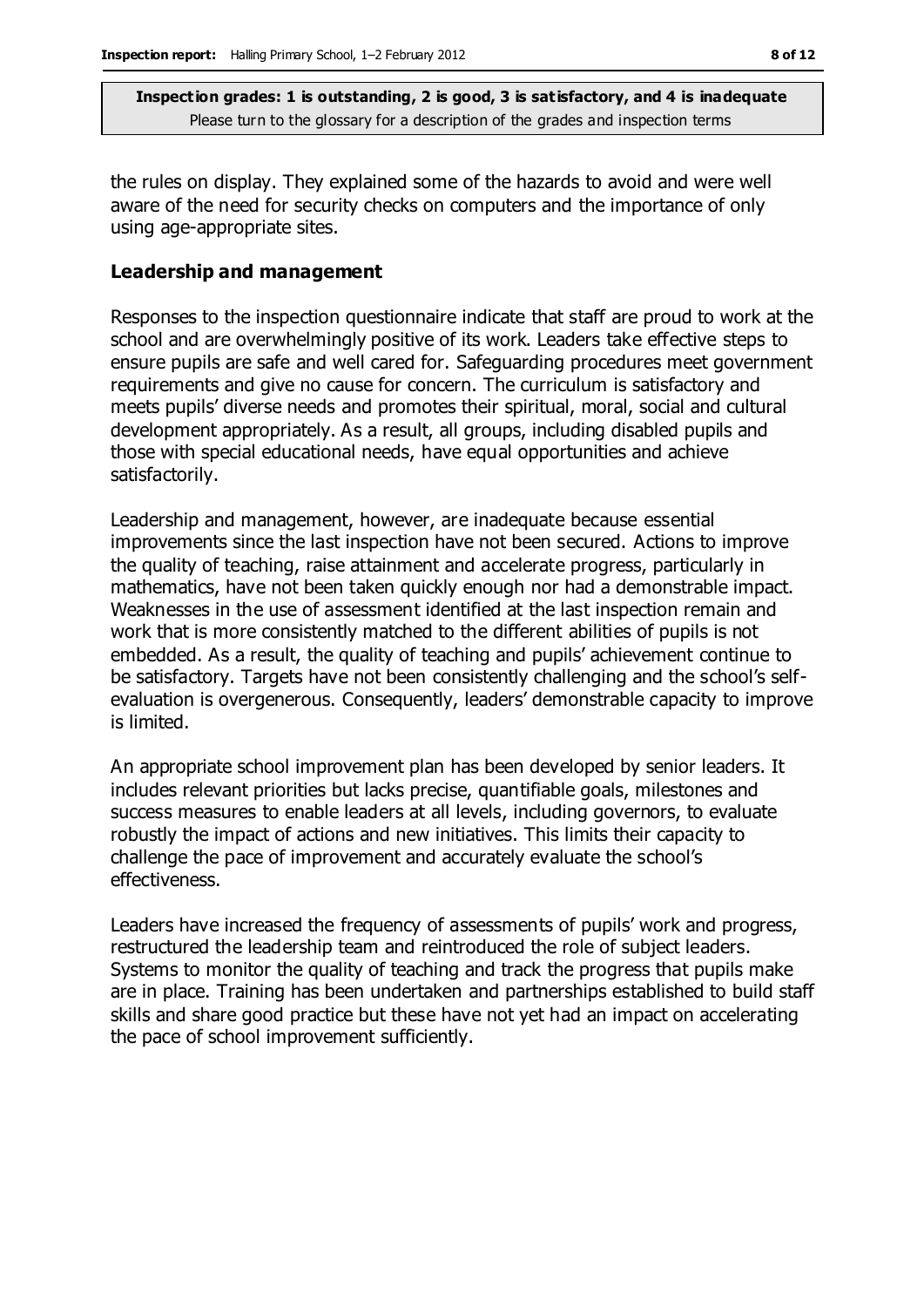the rules on display. They explained some of the hazards to avoid and were well aware of the need for security checks on computers and the importance of only using age-appropriate sites.

### Leadership and management

Responses to the inspection questionnaire indicate that staff are proud to work at the school and are overwhelmingly positive of its work. Leaders take effective steps to ensure pupils are safe and well cared for. Safeguarding procedures meet government requirements and give no cause for concern. The curriculum is satisfactory and meets pupils' diverse needs and promotes their spiritual, moral, social and cultural development appropriately. As a result, all groups, including disabled pupils and those with special educational needs, have equal opportunities and achieve satisfactorily.

Leadership and management, however, are inadequate because essential improvements since the last inspection have not been secured. Actions to improve the quality of teaching, raise attainment and accelerate progress, particularly in mathematics, have not been taken quickly enough nor had a demonstrable impact. Weaknesses in the use of assessment identified at the last inspection remain and work that is more consistently matched to the different abilities of pupils is not embedded. As a result, the quality of teaching and pupils' achievement continue to be satisfactory. Targets have not been consistently challenging and the school's self-evaluation is overgenerous. Consequently, leaders' demonstrable capacity to improve is limited.

An appropriate school improvement plan has been developed by senior leaders. It includes relevant priorities but lacks precise, quantifiable goals, milestones and success measures to enable leaders at all levels, including governors, to evaluate robustly the impact of actions and new initiatives. This limits their capacity to challenge the pace of improvement and accurately evaluate the school's effectiveness.

Leaders have increased the frequency of assessments of pupils' work and progress, restructured the leadership team and reintroduced the role of subject leaders. Systems to monitor the quality of teaching and track the progress that pupils make are in place. Training has been undertaken and partnerships established to build staff skills and share good practice but these have not yet had an impact on accelerating the pace of school improvement sufficiently.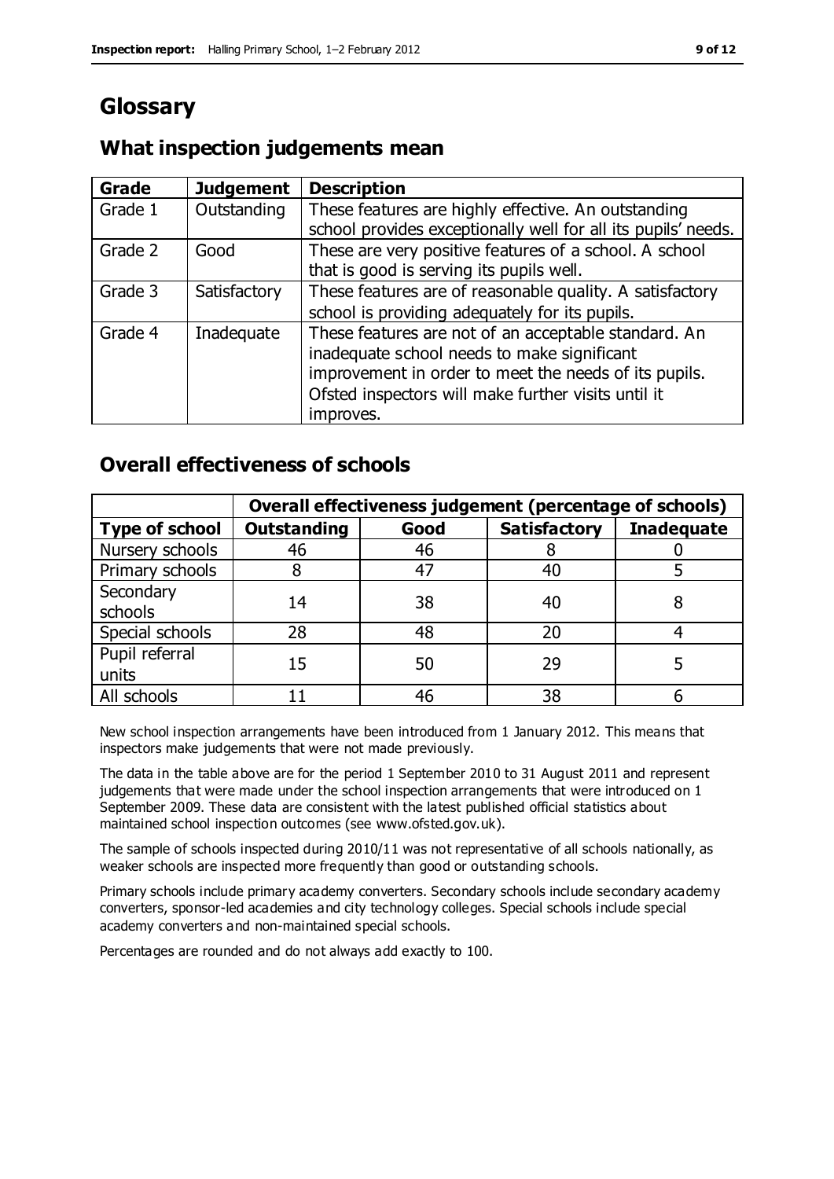# Glossary

## What inspection judgements mean

| Grade | Judgement | Description |
|---|---|---|
| Grade 1 | Outstanding | These features are highly effective. An outstanding school provides exceptionally well for all its pupils' needs. |
| Grade 2 | Good | These are very positive features of a school. A school that is good is serving its pupils well. |
| Grade 3 | Satisfactory | These features are of reasonable quality. A satisfactory school is providing adequately for its pupils. |
| Grade 4 | Inadequate | These features are not of an acceptable standard. An inadequate school needs to make significant improvement in order to meet the needs of its pupils. Ofsted inspectors will make further visits until it improves. |

## Overall effectiveness of schools

| | Overall effectiveness judgement (percentage of schools) | | | |
|---|---|---|---|---|
| **Type of school** | **Outstanding** | **Good** | **Satisfactory** | **Inadequate** |
| Nursery schools | 46 | 46 | 8 | 0 |
| Primary schools | 8 | 47 | 40 | 5 |
| Secondary schools | 14 | 38 | 40 | 8 |
| Special schools | 28 | 48 | 20 | 4 |
| Pupil referral units | 15 | 50 | 29 | 5 |
| All schools | 11 | 46 | 38 | 6 |

New school inspection arrangements have been introduced from 1 January 2012. This means that inspectors make judgements that were not made previously.

The data in the table above are for the period 1 September 2010 to 31 August 2011 and represent judgements that were made under the school inspection arrangements that were introduced on 1 September 2009. These data are consistent with the latest published official statistics about maintained school inspection outcomes (see www.ofsted.gov.uk).

The sample of schools inspected during 2010/11 was not representative of all schools nationally, as weaker schools are inspected more frequently than good or outstanding schools.

Primary schools include primary academy converters. Secondary schools include secondary academy converters, sponsor-led academies and city technology colleges. Special schools include special academy converters and non-maintained special schools.

Percentages are rounded and do not always add exactly to 100.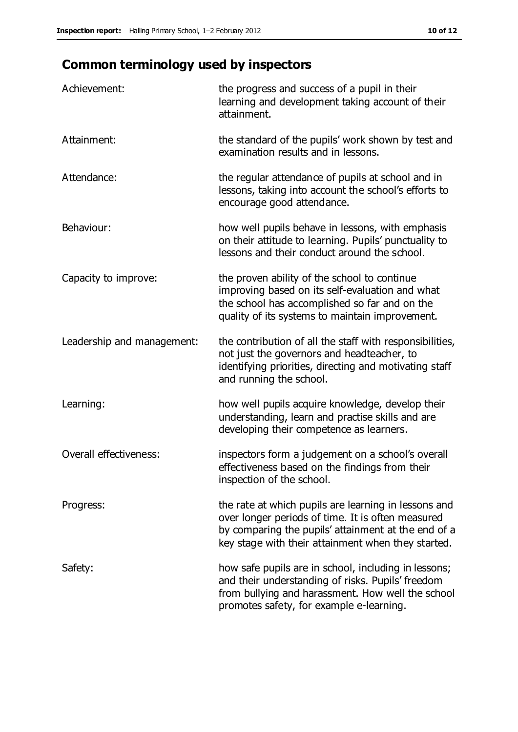## Common terminology used by inspectors

| | |
|---|---|
| Achievement: | the progress and success of a pupil in their learning and development taking account of their attainment. |
| Attainment: | the standard of the pupils' work shown by test and examination results and in lessons. |
| Attendance: | the regular attendance of pupils at school and in lessons, taking into account the school's efforts to encourage good attendance. |
| Behaviour: | how well pupils behave in lessons, with emphasis on their attitude to learning. Pupils' punctuality to lessons and their conduct around the school. |
| Capacity to improve: | the proven ability of the school to continue improving based on its self-evaluation and what the school has accomplished so far and on the quality of its systems to maintain improvement. |
| Leadership and management: | the contribution of all the staff with responsibilities, not just the governors and headteacher, to identifying priorities, directing and motivating staff and running the school. |
| Learning: | how well pupils acquire knowledge, develop their understanding, learn and practise skills and are developing their competence as learners. |
| Overall effectiveness: | inspectors form a judgement on a school's overall effectiveness based on the findings from their inspection of the school. |
| Progress: | the rate at which pupils are learning in lessons and over longer periods of time. It is often measured by comparing the pupils' attainment at the end of a key stage with their attainment when they started. |
| Safety: | how safe pupils are in school, including in lessons; and their understanding of risks. Pupils' freedom from bullying and harassment. How well the school promotes safety, for example e-learning. |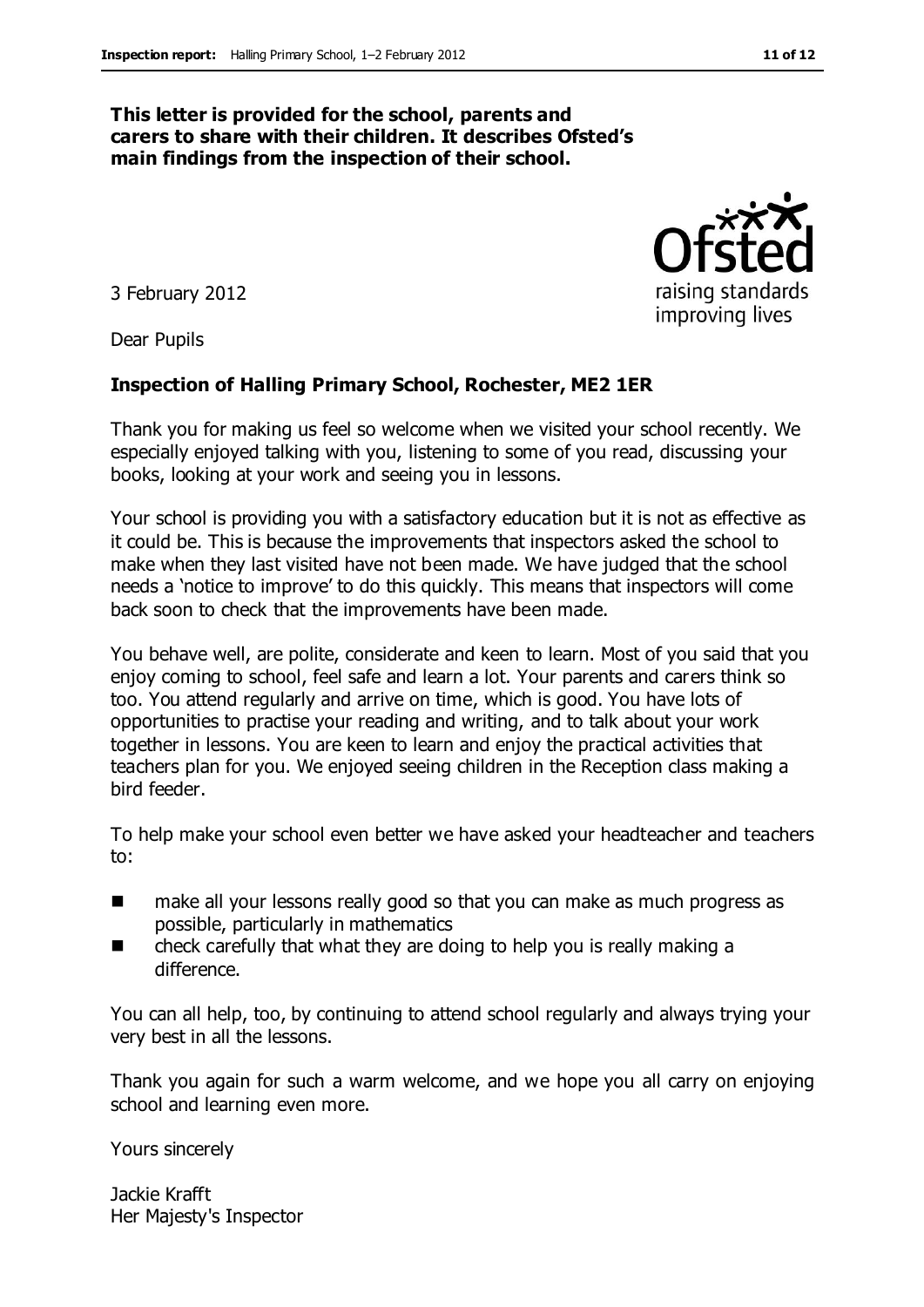**This letter is provided for the school, parents and carers to share with their children. It describes Ofsted's main findings from the inspection of their school.**

3 February 2012

Dear Pupils

**Inspection of Halling Primary School, Rochester, ME2 1ER**

Thank you for making us feel so welcome when we visited your school recently. We especially enjoyed talking with you, listening to some of you read, discussing your books, looking at your work and seeing you in lessons.

Your school is providing you with a satisfactory education but it is not as effective as it could be. This is because the improvements that inspectors asked the school to make when they last visited have not been made. We have judged that the school needs a 'notice to improve' to do this quickly. This means that inspectors will come back soon to check that the improvements have been made.

You behave well, are polite, considerate and keen to learn. Most of you said that you enjoy coming to school, feel safe and learn a lot. Your parents and carers think so too. You attend regularly and arrive on time, which is good. You have lots of opportunities to practise your reading and writing, and to talk about your work together in lessons. You are keen to learn and enjoy the practical activities that teachers plan for you. We enjoyed seeing children in the Reception class making a bird feeder.

To help make your school even better we have asked your headteacher and teachers to:

- make all your lessons really good so that you can make as much progress as possible, particularly in mathematics
- check carefully that what they are doing to help you is really making a difference.

You can all help, too, by continuing to attend school regularly and always trying your very best in all the lessons.

Thank you again for such a warm welcome, and we hope you all carry on enjoying school and learning even more.

Yours sincerely

Jackie Krafft
Her Majesty's Inspector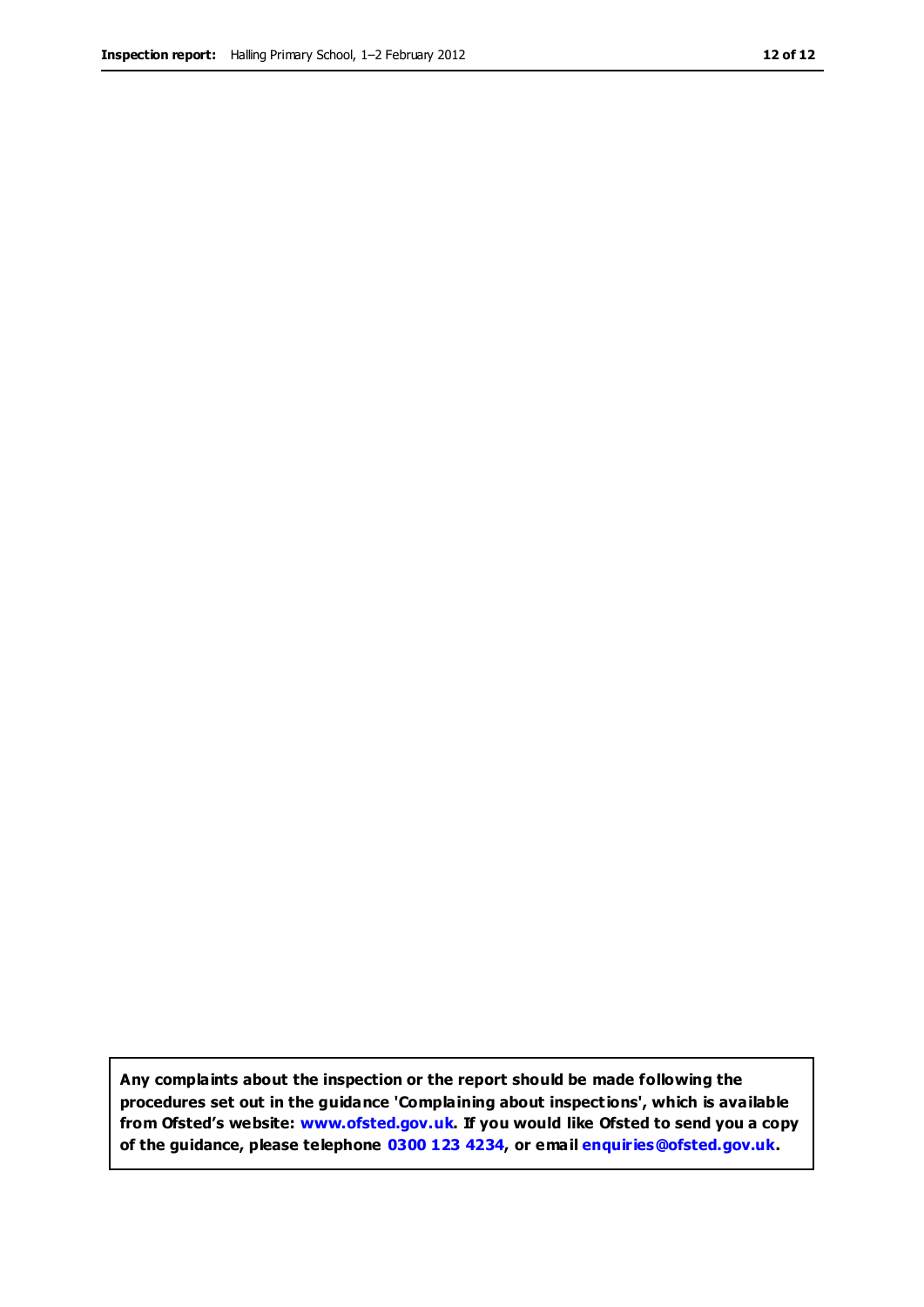**Any complaints about the inspection or the report should be made following the procedures set out in the guidance 'Complaining about inspections', which is available from Ofsted's website: www.ofsted.gov.uk. If you would like Ofsted to send you a copy of the guidance, please telephone 0300 123 4234, or email enquiries@ofsted.gov.uk.**